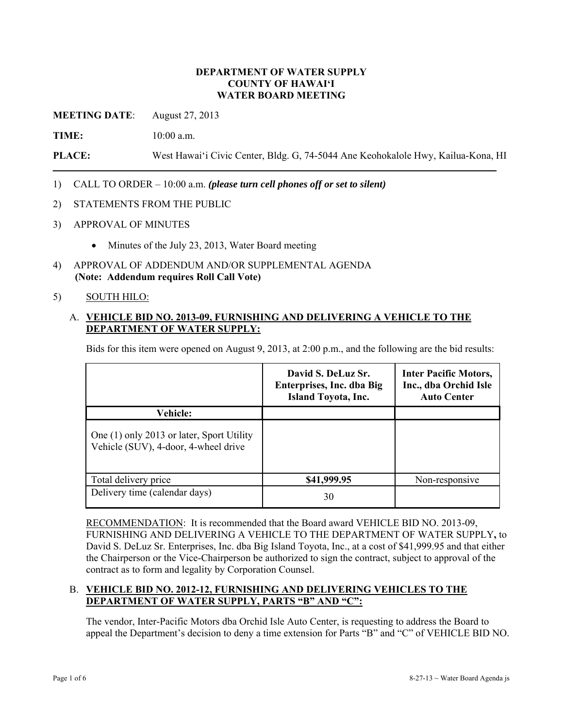**DEPARTMENT OF WATER SUPPLY**
**COUNTY OF HAWAIʻI**
**WATER BOARD MEETING**

**MEETING DATE**: August 27, 2013

**TIME:** 10:00 a.m.

**PLACE:** West Hawaiʻi Civic Center, Bldg. G, 74-5044 Ane Keohokalole Hwy, Kailua-Kona, HI

---

1) CALL TO ORDER – 10:00 a.m. ***(please turn cell phones off or set to silent)***

2) STATEMENTS FROM THE PUBLIC

3) APPROVAL OF MINUTES

   - Minutes of the July 23, 2013, Water Board meeting

4) APPROVAL OF ADDENDUM AND/OR SUPPLEMENTAL AGENDA
   **(Note: Addendum requires Roll Call Vote)**

5) SOUTH HILO:

   A. **VEHICLE BID NO. 2013-09, FURNISHING AND DELIVERING A VEHICLE TO THE DEPARTMENT OF WATER SUPPLY:**

   Bids for this item were opened on August 9, 2013, at 2:00 p.m., and the following are the bid results:

| | David S. DeLuz Sr. Enterprises, Inc. dba Big Island Toyota, Inc. | Inter Pacific Motors, Inc., dba Orchid Isle Auto Center |
|---|---|---|
| **Vehicle:** | | |
| One (1) only 2013 or later, Sport Utility Vehicle (SUV), 4-door, 4-wheel drive | | |
| Total delivery price | **$41,999.95** | Non-responsive |
| Delivery time (calendar days) | 30 | |

   RECOMMENDATION: It is recommended that the Board award VEHICLE BID NO. 2013-09, FURNISHING AND DELIVERING A VEHICLE TO THE DEPARTMENT OF WATER SUPPLY**,** to David S. DeLuz Sr. Enterprises, Inc. dba Big Island Toyota, Inc., at a cost of $41,999.95 and that either the Chairperson or the Vice-Chairperson be authorized to sign the contract, subject to approval of the contract as to form and legality by Corporation Counsel.

   B. **VEHICLE BID NO. 2012-12, FURNISHING AND DELIVERING VEHICLES TO THE DEPARTMENT OF WATER SUPPLY, PARTS "B" AND "C":**

   The vendor, Inter-Pacific Motors dba Orchid Isle Auto Center, is requesting to address the Board to appeal the Department's decision to deny a time extension for Parts "B" and "C" of VEHICLE BID NO.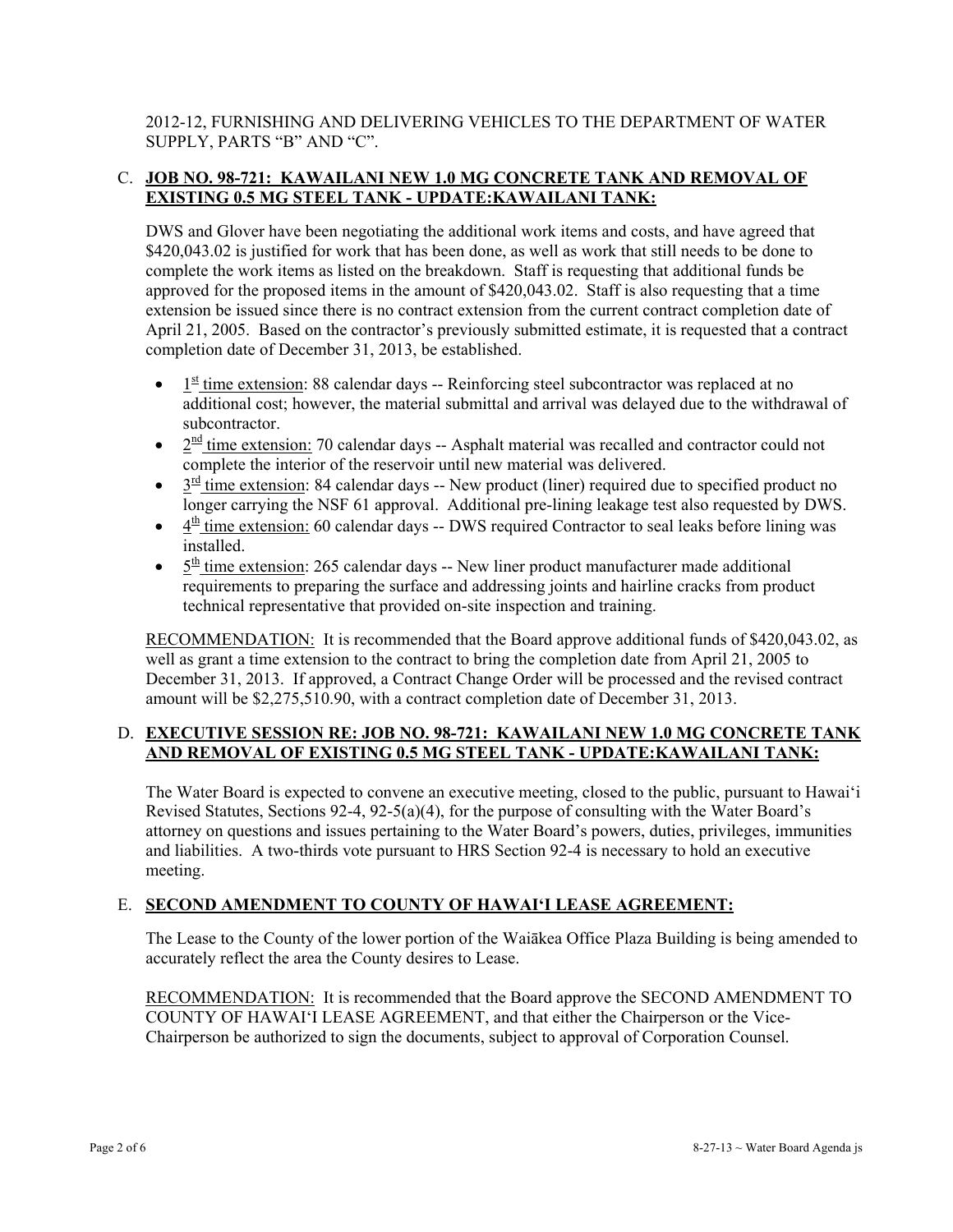2012-12, FURNISHING AND DELIVERING VEHICLES TO THE DEPARTMENT OF WATER SUPPLY, PARTS "B" AND "C".

C. **JOB NO. 98-721: KAWAILANI NEW 1.0 MG CONCRETE TANK AND REMOVAL OF EXISTING 0.5 MG STEEL TANK - UPDATE:KAWAILANI TANK:**

DWS and Glover have been negotiating the additional work items and costs, and have agreed that $420,043.02 is justified for work that has been done, as well as work that still needs to be done to complete the work items as listed on the breakdown. Staff is requesting that additional funds be approved for the proposed items in the amount of $420,043.02. Staff is also requesting that a time extension be issued since there is no contract extension from the current contract completion date of April 21, 2005. Based on the contractor's previously submitted estimate, it is requested that a contract completion date of December 31, 2013, be established.

- 1st time extension: 88 calendar days -- Reinforcing steel subcontractor was replaced at no additional cost; however, the material submittal and arrival was delayed due to the withdrawal of subcontractor.
- 2nd time extension: 70 calendar days -- Asphalt material was recalled and contractor could not complete the interior of the reservoir until new material was delivered.
- 3rd time extension: 84 calendar days -- New product (liner) required due to specified product no longer carrying the NSF 61 approval. Additional pre-lining leakage test also requested by DWS.
- 4th time extension: 60 calendar days -- DWS required Contractor to seal leaks before lining was installed.
- 5th time extension: 265 calendar days -- New liner product manufacturer made additional requirements to preparing the surface and addressing joints and hairline cracks from product technical representative that provided on-site inspection and training.

RECOMMENDATION: It is recommended that the Board approve additional funds of $420,043.02, as well as grant a time extension to the contract to bring the completion date from April 21, 2005 to December 31, 2013. If approved, a Contract Change Order will be processed and the revised contract amount will be $2,275,510.90, with a contract completion date of December 31, 2013.

D. **EXECUTIVE SESSION RE: JOB NO. 98-721: KAWAILANI NEW 1.0 MG CONCRETE TANK AND REMOVAL OF EXISTING 0.5 MG STEEL TANK - UPDATE:KAWAILANI TANK:**

The Water Board is expected to convene an executive meeting, closed to the public, pursuant to Hawai'i Revised Statutes, Sections 92-4, 92-5(a)(4), for the purpose of consulting with the Water Board's attorney on questions and issues pertaining to the Water Board's powers, duties, privileges, immunities and liabilities. A two-thirds vote pursuant to HRS Section 92-4 is necessary to hold an executive meeting.

E. **SECOND AMENDMENT TO COUNTY OF HAWAI'I LEASE AGREEMENT:**

The Lease to the County of the lower portion of the Waiākea Office Plaza Building is being amended to accurately reflect the area the County desires to Lease.

RECOMMENDATION: It is recommended that the Board approve the SECOND AMENDMENT TO COUNTY OF HAWAI'I LEASE AGREEMENT, and that either the Chairperson or the Vice-Chairperson be authorized to sign the documents, subject to approval of Corporation Counsel.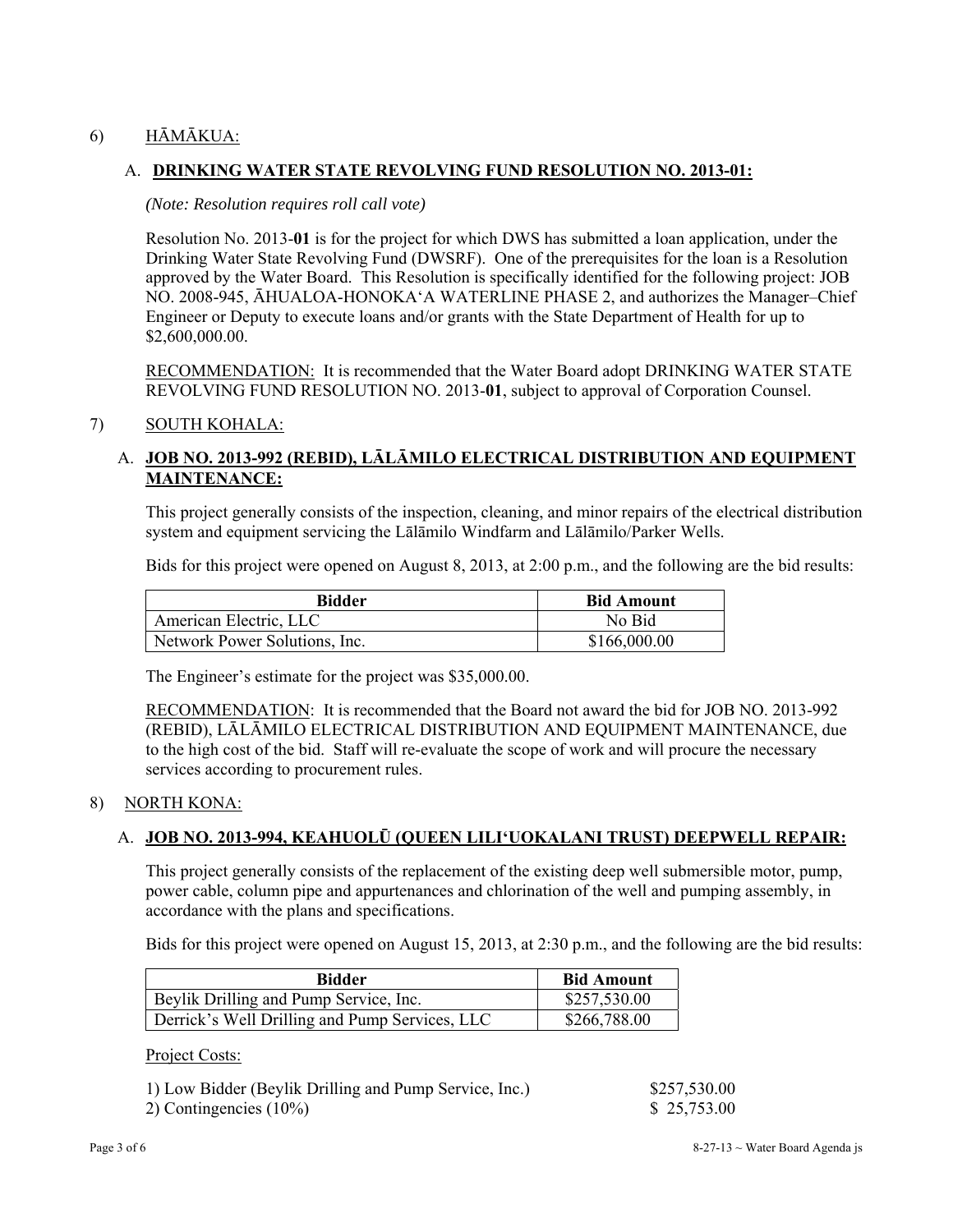6) <u>HĀMĀKUA:</u>

A. **<u>DRINKING WATER STATE REVOLVING FUND RESOLUTION NO. 2013-01:</u>**

*(Note: Resolution requires roll call vote)*

Resolution No. 2013-**01** is for the project for which DWS has submitted a loan application, under the Drinking Water State Revolving Fund (DWSRF). One of the prerequisites for the loan is a Resolution approved by the Water Board. This Resolution is specifically identified for the following project: JOB NO. 2008-945, ĀHUALOA-HONOKAʻA WATERLINE PHASE 2, and authorizes the Manager–Chief Engineer or Deputy to execute loans and/or grants with the State Department of Health for up to $2,600,000.00.

<u>RECOMMENDATION:</u> It is recommended that the Water Board adopt DRINKING WATER STATE REVOLVING FUND RESOLUTION NO. 2013-**01**, subject to approval of Corporation Counsel.

7) <u>SOUTH KOHALA:</u>

A. **<u>JOB NO. 2013-992 (REBID), LĀLĀMILO ELECTRICAL DISTRIBUTION AND EQUIPMENT MAINTENANCE:</u>**

This project generally consists of the inspection, cleaning, and minor repairs of the electrical distribution system and equipment servicing the Lālāmilo Windfarm and Lālāmilo/Parker Wells.

Bids for this project were opened on August 8, 2013, at 2:00 p.m., and the following are the bid results:

| Bidder | Bid Amount |
|---|---|
| American Electric, LLC | No Bid |
| Network Power Solutions, Inc. | $166,000.00 |

The Engineer's estimate for the project was $35,000.00.

<u>RECOMMENDATION</u>: It is recommended that the Board not award the bid for JOB NO. 2013-992 (REBID), LĀLĀMILO ELECTRICAL DISTRIBUTION AND EQUIPMENT MAINTENANCE, due to the high cost of the bid. Staff will re-evaluate the scope of work and will procure the necessary services according to procurement rules.

8) <u>NORTH KONA:</u>

A. **<u>JOB NO. 2013-994, KEAHUOLŪ (QUEEN LILIʻUOKALANI TRUST) DEEPWELL REPAIR:</u>**

This project generally consists of the replacement of the existing deep well submersible motor, pump, power cable, column pipe and appurtenances and chlorination of the well and pumping assembly, in accordance with the plans and specifications.

Bids for this project were opened on August 15, 2013, at 2:30 p.m., and the following are the bid results:

| Bidder | Bid Amount |
|---|---|
| Beylik Drilling and Pump Service, Inc. | $257,530.00 |
| Derrick's Well Drilling and Pump Services, LLC | $266,788.00 |

<u>Project Costs:</u>

| | |
|---|---|
| 1) Low Bidder (Beylik Drilling and Pump Service, Inc.) | $257,530.00 |
| 2) Contingencies (10%) | $ 25,753.00 |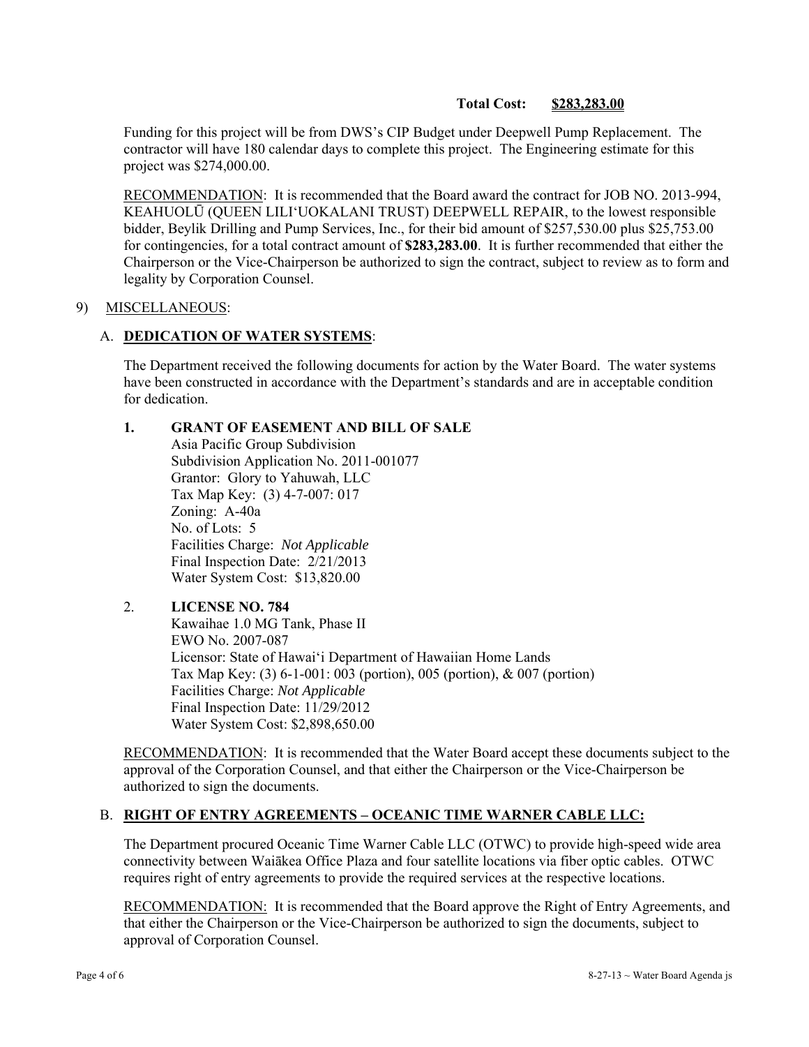**Total Cost: <u>$283,283.00</u>**

Funding for this project will be from DWS's CIP Budget under Deepwell Pump Replacement. The contractor will have 180 calendar days to complete this project. The Engineering estimate for this project was $274,000.00.

<u>RECOMMENDATION</u>: It is recommended that the Board award the contract for JOB NO. 2013-994, KEAHUOLŪ (QUEEN LILI'UOKALANI TRUST) DEEPWELL REPAIR, to the lowest responsible bidder, Beylik Drilling and Pump Services, Inc., for their bid amount of $257,530.00 plus $25,753.00 for contingencies, for a total contract amount of **$283,283.00**. It is further recommended that either the Chairperson or the Vice-Chairperson be authorized to sign the contract, subject to review as to form and legality by Corporation Counsel.

9) <u>MISCELLANEOUS</u>:

A. **<u>DEDICATION OF WATER SYSTEMS</u>**:

The Department received the following documents for action by the Water Board. The water systems have been constructed in accordance with the Department's standards and are in acceptable condition for dedication.

1. **GRANT OF EASEMENT AND BILL OF SALE**
   Asia Pacific Group Subdivision
   Subdivision Application No. 2011-001077
   Grantor: Glory to Yahuwah, LLC
   Tax Map Key: (3) 4-7-007: 017
   Zoning: A-40a
   No. of Lots: 5
   Facilities Charge: *Not Applicable*
   Final Inspection Date: 2/21/2013
   Water System Cost: $13,820.00

2. **LICENSE NO. 784**
   Kawaihae 1.0 MG Tank, Phase II
   EWO No. 2007-087
   Licensor: State of Hawai'i Department of Hawaiian Home Lands
   Tax Map Key: (3) 6-1-001: 003 (portion), 005 (portion), & 007 (portion)
   Facilities Charge: *Not Applicable*
   Final Inspection Date: 11/29/2012
   Water System Cost: $2,898,650.00

<u>RECOMMENDATION</u>: It is recommended that the Water Board accept these documents subject to the approval of the Corporation Counsel, and that either the Chairperson or the Vice-Chairperson be authorized to sign the documents.

B. **<u>RIGHT OF ENTRY AGREEMENTS – OCEANIC TIME WARNER CABLE LLC:</u>**

The Department procured Oceanic Time Warner Cable LLC (OTWC) to provide high-speed wide area connectivity between Waiākea Office Plaza and four satellite locations via fiber optic cables. OTWC requires right of entry agreements to provide the required services at the respective locations.

<u>RECOMMENDATION:</u> It is recommended that the Board approve the Right of Entry Agreements, and that either the Chairperson or the Vice-Chairperson be authorized to sign the documents, subject to approval of Corporation Counsel.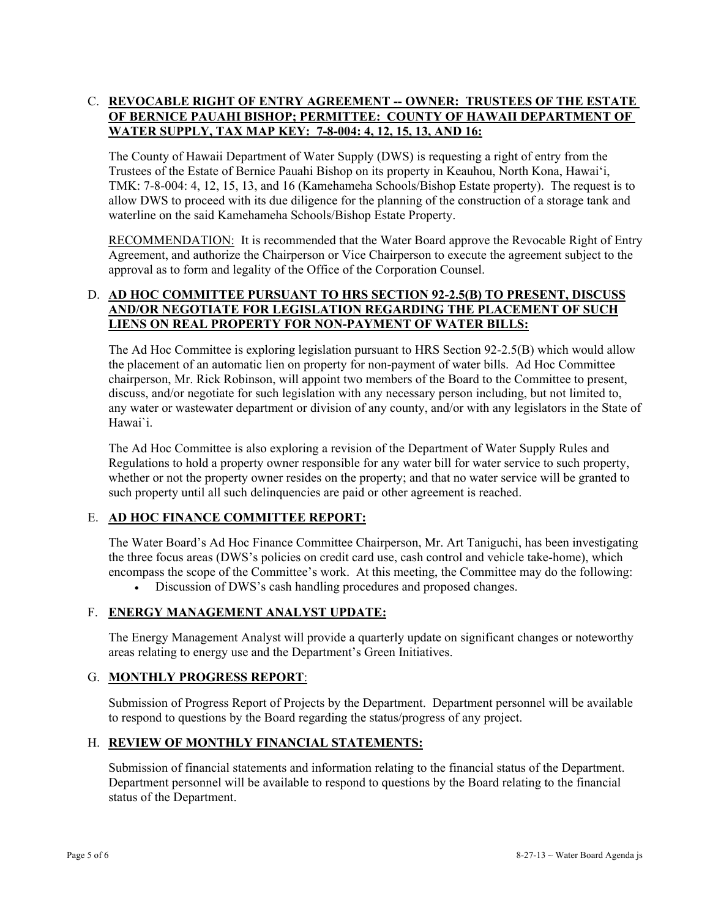C. **REVOCABLE RIGHT OF ENTRY AGREEMENT -- OWNER: TRUSTEES OF THE ESTATE OF BERNICE PAUAHI BISHOP; PERMITTEE: COUNTY OF HAWAII DEPARTMENT OF WATER SUPPLY, TAX MAP KEY: 7-8-004: 4, 12, 15, 13, AND 16:**

The County of Hawaii Department of Water Supply (DWS) is requesting a right of entry from the Trustees of the Estate of Bernice Pauahi Bishop on its property in Keauhou, North Kona, Hawai'i, TMK: 7-8-004: 4, 12, 15, 13, and 16 (Kamehameha Schools/Bishop Estate property). The request is to allow DWS to proceed with its due diligence for the planning of the construction of a storage tank and waterline on the said Kamehameha Schools/Bishop Estate Property.

RECOMMENDATION: It is recommended that the Water Board approve the Revocable Right of Entry Agreement, and authorize the Chairperson or Vice Chairperson to execute the agreement subject to the approval as to form and legality of the Office of the Corporation Counsel.

D. **AD HOC COMMITTEE PURSUANT TO HRS SECTION 92-2.5(B) TO PRESENT, DISCUSS AND/OR NEGOTIATE FOR LEGISLATION REGARDING THE PLACEMENT OF SUCH LIENS ON REAL PROPERTY FOR NON-PAYMENT OF WATER BILLS:**

The Ad Hoc Committee is exploring legislation pursuant to HRS Section 92-2.5(B) which would allow the placement of an automatic lien on property for non-payment of water bills. Ad Hoc Committee chairperson, Mr. Rick Robinson, will appoint two members of the Board to the Committee to present, discuss, and/or negotiate for such legislation with any necessary person including, but not limited to, any water or wastewater department or division of any county, and/or with any legislators in the State of Hawai`i.

The Ad Hoc Committee is also exploring a revision of the Department of Water Supply Rules and Regulations to hold a property owner responsible for any water bill for water service to such property, whether or not the property owner resides on the property; and that no water service will be granted to such property until all such delinquencies are paid or other agreement is reached.

E. **AD HOC FINANCE COMMITTEE REPORT:**

The Water Board's Ad Hoc Finance Committee Chairperson, Mr. Art Taniguchi, has been investigating the three focus areas (DWS's policies on credit card use, cash control and vehicle take-home), which encompass the scope of the Committee's work. At this meeting, the Committee may do the following:

- Discussion of DWS's cash handling procedures and proposed changes.

F. **ENERGY MANAGEMENT ANALYST UPDATE:**

The Energy Management Analyst will provide a quarterly update on significant changes or noteworthy areas relating to energy use and the Department's Green Initiatives.

G. **MONTHLY PROGRESS REPORT**:

Submission of Progress Report of Projects by the Department. Department personnel will be available to respond to questions by the Board regarding the status/progress of any project.

H. **REVIEW OF MONTHLY FINANCIAL STATEMENTS:**

Submission of financial statements and information relating to the financial status of the Department. Department personnel will be available to respond to questions by the Board relating to the financial status of the Department.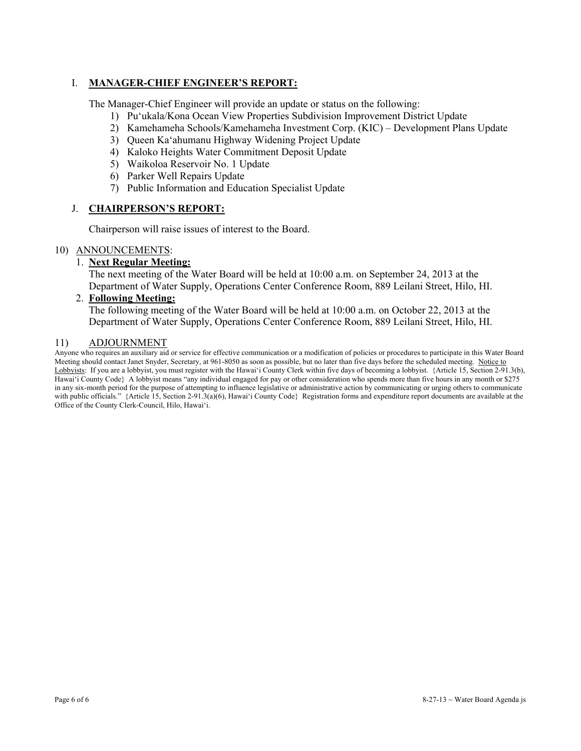I. **MANAGER-CHIEF ENGINEER'S REPORT:**

The Manager-Chief Engineer will provide an update or status on the following:

1) Pu'ukala/Kona Ocean View Properties Subdivision Improvement District Update
2) Kamehameha Schools/Kamehameha Investment Corp. (KIC) – Development Plans Update
3) Queen Ka'ahumanu Highway Widening Project Update
4) Kaloko Heights Water Commitment Deposit Update
5) Waikoloa Reservoir No. 1 Update
6) Parker Well Repairs Update
7) Public Information and Education Specialist Update

J. **CHAIRPERSON'S REPORT:**

Chairperson will raise issues of interest to the Board.

10) ANNOUNCEMENTS:

1. **Next Regular Meeting:**
The next meeting of the Water Board will be held at 10:00 a.m. on September 24, 2013 at the Department of Water Supply, Operations Center Conference Room, 889 Leilani Street, Hilo, HI.

2. **Following Meeting:**
The following meeting of the Water Board will be held at 10:00 a.m. on October 22, 2013 at the Department of Water Supply, Operations Center Conference Room, 889 Leilani Street, Hilo, HI.

11) ADJOURNMENT

Anyone who requires an auxiliary aid or service for effective communication or a modification of policies or procedures to participate in this Water Board Meeting should contact Janet Snyder, Secretary, at 961-8050 as soon as possible, but no later than five days before the scheduled meeting. Notice to Lobbyists: If you are a lobbyist, you must register with the Hawai'i County Clerk within five days of becoming a lobbyist. {Article 15, Section 2-91.3(b), Hawai'i County Code} A lobbyist means "any individual engaged for pay or other consideration who spends more than five hours in any month or $275 in any six-month period for the purpose of attempting to influence legislative or administrative action by communicating or urging others to communicate with public officials." {Article 15, Section 2-91.3(a)(6), Hawai'i County Code} Registration forms and expenditure report documents are available at the Office of the County Clerk-Council, Hilo, Hawai'i.